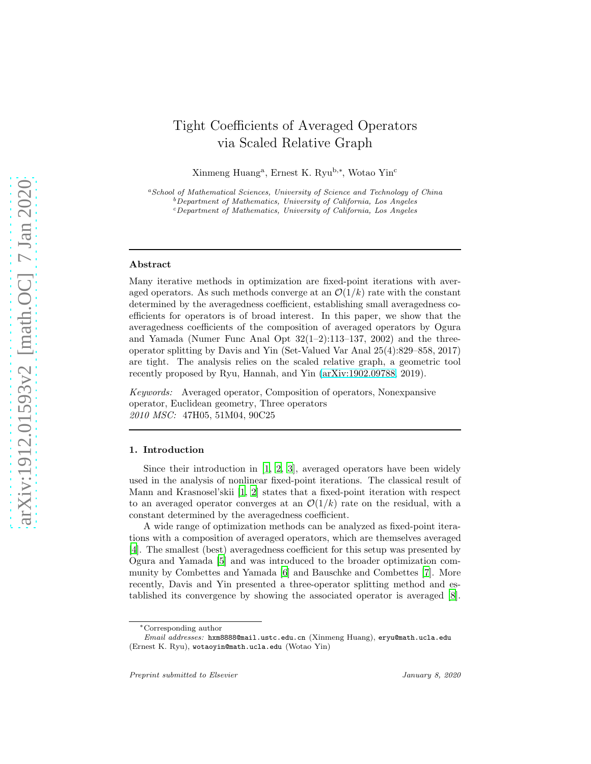# Tight Coefficients of Averaged Operators via Scaled Relative Graph

Xinmeng Huang[a], Ernest K. Ryu[b,*], Wotao Yin[c]

[a]*School of Mathematical Sciences, University of Science and Technology of China*
[b]*Department of Mathematics, University of California, Los Angeles*
[c]*Department of Mathematics, University of California, Los Angeles*

---

### Abstract

Many iterative methods in optimization are fixed-point iterations with averaged operators. As such methods converge at an $\mathcal{O}(1/k)$ rate with the constant determined by the averagedness coefficient, establishing small averagedness coefficients for operators is of broad interest. In this paper, we show that the averagedness coefficients of the composition of averaged operators by Ogura and Yamada (Numer Func Anal Opt 32(1–2):113–137, 2002) and the three-operator splitting by Davis and Yin (Set-Valued Var Anal 25(4):829–858, 2017) are tight. The analysis relies on the scaled relative graph, a geometric tool recently proposed by Ryu, Hannah, and Yin (arXiv:1902.09788, 2019).

*Keywords:* Averaged operator, Composition of operators, Nonexpansive operator, Euclidean geometry, Three operators
*2010 MSC:* 47H05, 51M04, 90C25

---

## 1. Introduction

Since their introduction in [1, 2, 3], averaged operators have been widely used in the analysis of nonlinear fixed-point iterations. The classical result of Mann and Krasnosel'skii [1, 2] states that a fixed-point iteration with respect to an averaged operator converges at an $\mathcal{O}(1/k)$ rate on the residual, with a constant determined by the averagedness coefficient.

A wide range of optimization methods can be analyzed as fixed-point iterations with a composition of averaged operators, which are themselves averaged [4]. The smallest (best) averagedness coefficient for this setup was presented by Ogura and Yamada [5] and was introduced to the broader optimization community by Combettes and Yamada [6] and Bauschke and Combettes [7]. More recently, Davis and Yin presented a three-operator splitting method and established its convergence by showing the associated operator is averaged [8].

*Corresponding author
*Email addresses:* hxm8888@mail.ustc.edu.cn (Xinmeng Huang), eryu@math.ucla.edu (Ernest K. Ryu), wotaoyin@math.ucla.edu (Wotao Yin)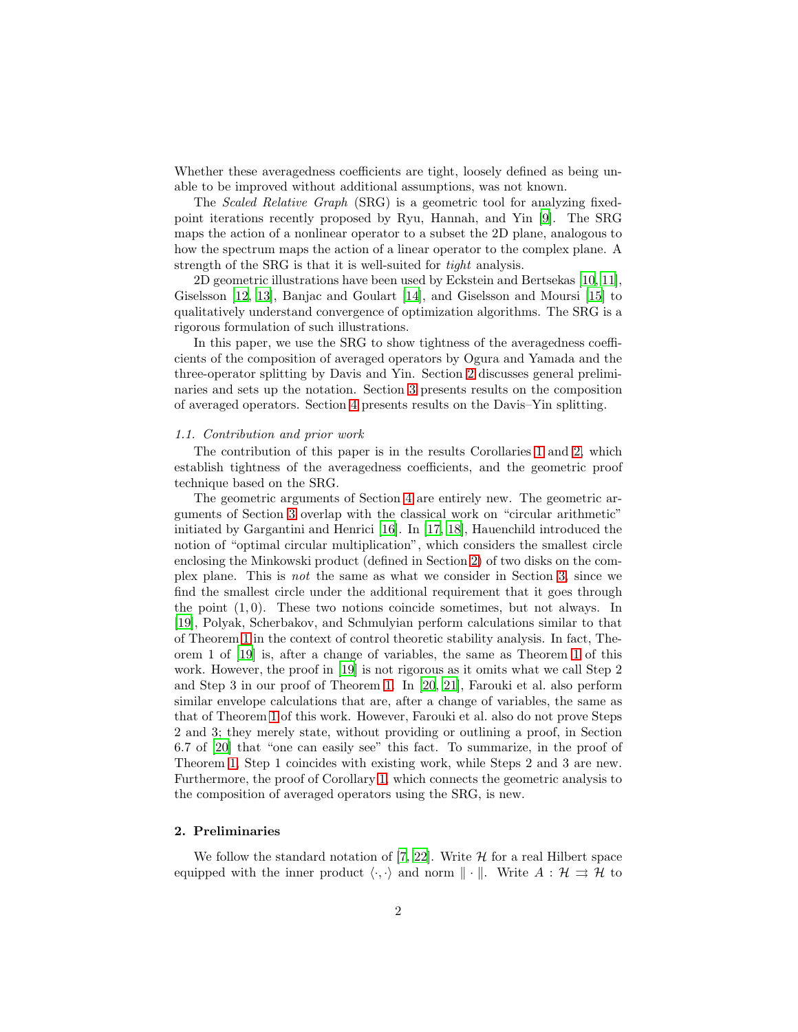Whether these averagedness coefficients are tight, loosely defined as being unable to be improved without additional assumptions, was not known.

The *Scaled Relative Graph* (SRG) is a geometric tool for analyzing fixed-point iterations recently proposed by Ryu, Hannah, and Yin [9]. The SRG maps the action of a nonlinear operator to a subset the 2D plane, analogous to how the spectrum maps the action of a linear operator to the complex plane. A strength of the SRG is that it is well-suited for *tight* analysis.

2D geometric illustrations have been used by Eckstein and Bertsekas [10, 11], Giselsson [12, 13], Banjac and Goulart [14], and Giselsson and Moursi [15] to qualitatively understand convergence of optimization algorithms. The SRG is a rigorous formulation of such illustrations.

In this paper, we use the SRG to show tightness of the averagedness coefficients of the composition of averaged operators by Ogura and Yamada and the three-operator splitting by Davis and Yin. Section 2 discusses general preliminaries and sets up the notation. Section 3 presents results on the composition of averaged operators. Section 4 presents results on the Davis–Yin splitting.

### 1.1. Contribution and prior work

The contribution of this paper is in the results Corollaries 1 and 2, which establish tightness of the averagedness coefficients, and the geometric proof technique based on the SRG.

The geometric arguments of Section 4 are entirely new. The geometric arguments of Section 3 overlap with the classical work on "circular arithmetic" initiated by Gargantini and Henrici [16]. In [17, 18], Hauenchild introduced the notion of "optimal circular multiplication", which considers the smallest circle enclosing the Minkowski product (defined in Section 2) of two disks on the complex plane. This is *not* the same as what we consider in Section 3, since we find the smallest circle under the additional requirement that it goes through the point $(1, 0)$. These two notions coincide sometimes, but not always. In [19], Polyak, Scherbakov, and Schmulyian perform calculations similar to that of Theorem 1 in the context of control theoretic stability analysis. In fact, Theorem 1 of [19] is, after a change of variables, the same as Theorem 1 of this work. However, the proof in [19] is not rigorous as it omits what we call Step 2 and Step 3 in our proof of Theorem 1. In [20, 21], Farouki et al. also perform similar envelope calculations that are, after a change of variables, the same as that of Theorem 1 of this work. However, Farouki et al. also do not prove Steps 2 and 3; they merely state, without providing or outlining a proof, in Section 6.7 of [20] that "one can easily see" this fact. To summarize, in the proof of Theorem 1, Step 1 coincides with existing work, while Steps 2 and 3 are new. Furthermore, the proof of Corollary 1, which connects the geometric analysis to the composition of averaged operators using the SRG, is new.

## 2. Preliminaries

We follow the standard notation of [7, 22]. Write $\mathcal{H}$ for a real Hilbert space equipped with the inner product $\langle \cdot, \cdot \rangle$ and norm $\| \cdot \|$. Write $A : \mathcal{H} \rightrightarrows \mathcal{H}$ to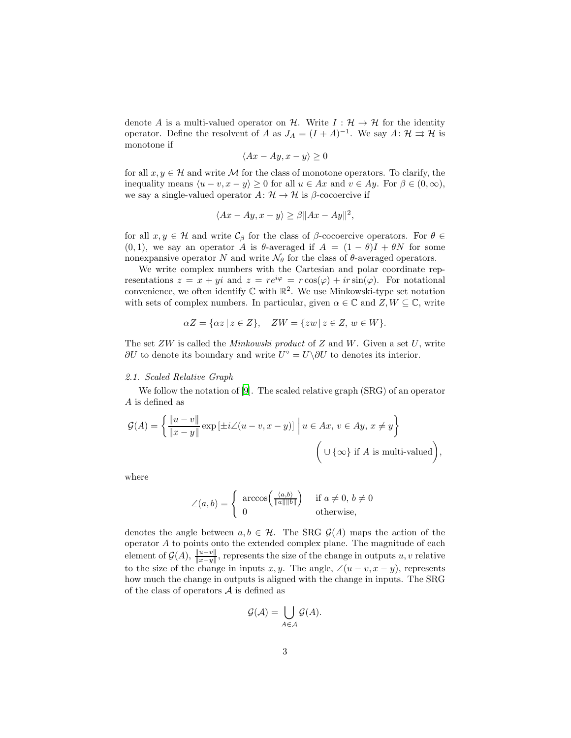denote $A$ is a multi-valued operator on $\mathcal{H}$. Write $I : \mathcal{H} \to \mathcal{H}$ for the identity operator. Define the resolvent of $A$ as $J_A = (I + A)^{-1}$. We say $A\colon \mathcal{H} \rightrightarrows \mathcal{H}$ is monotone if

$$\langle Ax - Ay, x - y\rangle \geq 0$$

for all $x, y \in \mathcal{H}$ and write $\mathcal{M}$ for the class of monotone operators. To clarify, the inequality means $\langle u - v, x - y\rangle \geq 0$ for all $u \in Ax$ and $v \in Ay$. For $\beta \in (0, \infty)$, we say a single-valued operator $A\colon \mathcal{H} \to \mathcal{H}$ is $\beta$-cocoercive if

$$\langle Ax - Ay, x - y\rangle \geq \beta \|Ax - Ay\|^2,$$

for all $x, y \in \mathcal{H}$ and write $\mathcal{C}_\beta$ for the class of $\beta$-cocoercive operators. For $\theta \in (0, 1)$, we say an operator $A$ is $\theta$-averaged if $A = (1 - \theta)I + \theta N$ for some nonexpansive operator $N$ and write $\mathcal{N}_\theta$ for the class of $\theta$-averaged operators.

We write complex numbers with the Cartesian and polar coordinate representations $z = x + yi$ and $z = re^{i\varphi} = r\cos(\varphi) + ir\sin(\varphi)$. For notational convenience, we often identify $\mathbb{C}$ with $\mathbb{R}^2$. We use Minkowski-type set notation with sets of complex numbers. In particular, given $\alpha \in \mathbb{C}$ and $Z, W \subseteq \mathbb{C}$, write

$$\alpha Z = \{\alpha z \,|\, z \in Z\}, \quad ZW = \{zw \,|\, z \in Z,\, w \in W\}.$$

The set $ZW$ is called the *Minkowski product* of $Z$ and $W$. Given a set $U$, write $\partial U$ to denote its boundary and write $U^\circ = U \backslash \partial U$ to denotes its interior.

### 2.1. Scaled Relative Graph

We follow the notation of [9]. The scaled relative graph (SRG) of an operator $A$ is defined as

$$\mathcal{G}(A) = \left\{ \frac{\|u - v\|}{\|x - y\|} \exp\left[\pm i\angle(u - v, x - y)\right] \,\Big|\, u \in Ax,\, v \in Ay,\, x \neq y \right\}$$
$$\bigg( \cup \{\infty\} \text{ if } A \text{ is multi-valued} \bigg),$$

where

$$\angle(a, b) = \begin{cases} \arccos\left(\frac{\langle a, b\rangle}{\|a\|\|b\|}\right) & \text{if } a \neq 0,\, b \neq 0 \\ 0 & \text{otherwise,} \end{cases}$$

denotes the angle between $a, b \in \mathcal{H}$. The SRG $\mathcal{G}(A)$ maps the action of the operator $A$ to points onto the extended complex plane. The magnitude of each element of $\mathcal{G}(A)$, $\frac{\|u-v\|}{\|x-y\|}$, represents the size of the change in outputs $u, v$ relative to the size of the change in inputs $x, y$. The angle, $\angle(u - v, x - y)$, represents how much the change in outputs is aligned with the change in inputs. The SRG of the class of operators $\mathcal{A}$ is defined as

$$\mathcal{G}(\mathcal{A}) = \bigcup_{A \in \mathcal{A}} \mathcal{G}(A).$$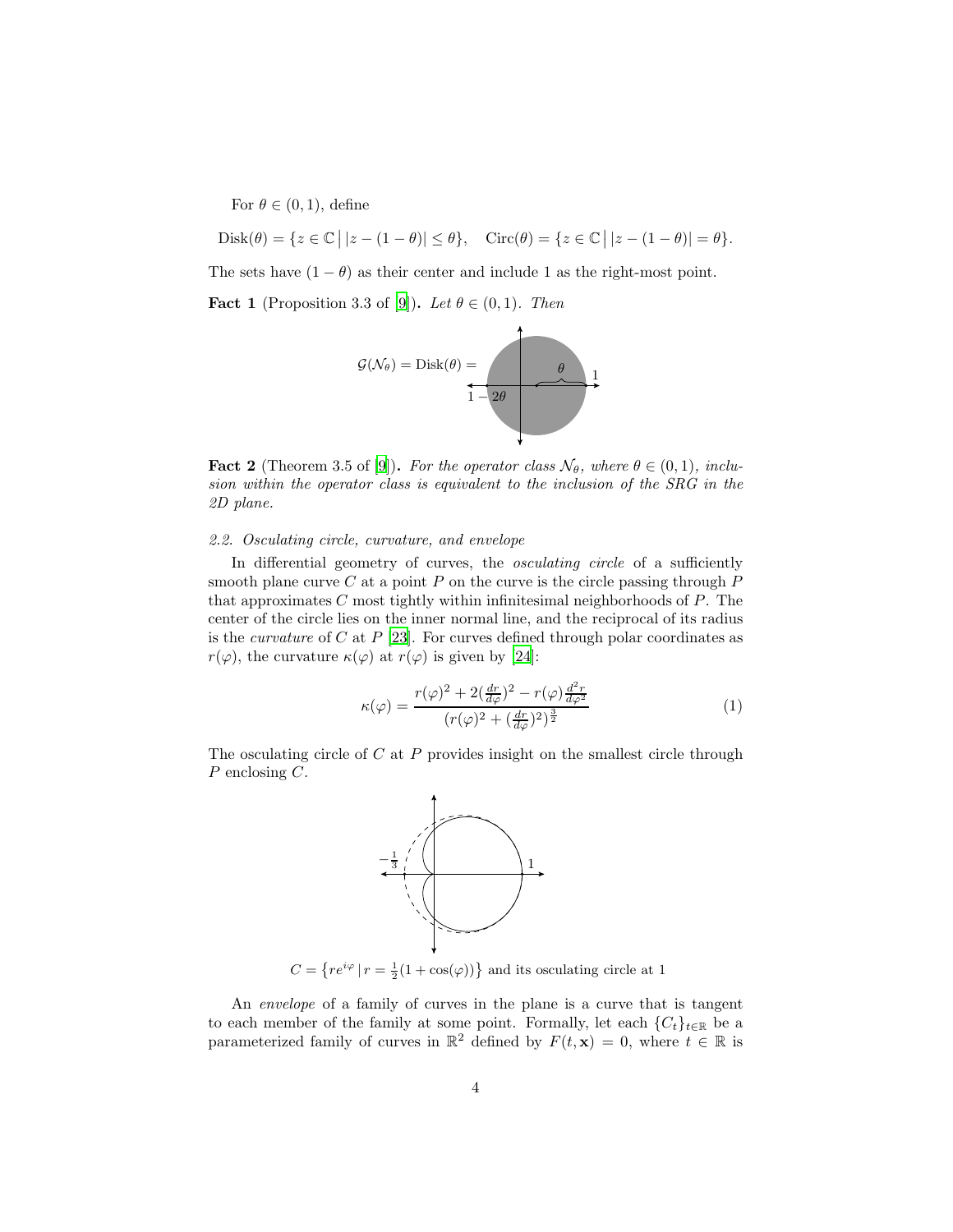For $\theta \in (0,1)$, define

$$\text{Disk}(\theta) = \{z \in \mathbb{C} \,\big|\, |z - (1-\theta)| \le \theta\}, \quad \text{Circ}(\theta) = \{z \in \mathbb{C} \,\big|\, |z - (1-\theta)| = \theta\}.$$

The sets have $(1-\theta)$ as their center and include 1 as the right-most point.

**Fact 1** (Proposition 3.3 of [9]). *Let $\theta \in (0,1)$. Then*

$$\mathcal{G}(\mathcal{N}_\theta) = \text{Disk}(\theta) =$$

**Fact 2** (Theorem 3.5 of [9]). *For the operator class $\mathcal{N}_\theta$, where $\theta \in (0,1)$, inclusion within the operator class is equivalent to the inclusion of the SRG in the 2D plane.*

### 2.2. Osculating circle, curvature, and envelope

In differential geometry of curves, the *osculating circle* of a sufficiently smooth plane curve $C$ at a point $P$ on the curve is the circle passing through $P$ that approximates $C$ most tightly within infinitesimal neighborhoods of $P$. The center of the circle lies on the inner normal line, and the reciprocal of its radius is the *curvature* of $C$ at $P$ [23]. For curves defined through polar coordinates as $r(\varphi)$, the curvature $\kappa(\varphi)$ at $r(\varphi)$ is given by [24]:

$$\kappa(\varphi) = \frac{r(\varphi)^2 + 2(\frac{dr}{d\varphi})^2 - r(\varphi)\frac{d^2r}{d\varphi^2}}{(r(\varphi)^2 + (\frac{dr}{d\varphi})^2)^{\frac{3}{2}}} \tag{1}$$

The osculating circle of $C$ at $P$ provides insight on the smallest circle through $P$ enclosing $C$.

$C = \left\{ re^{i\varphi} \,|\, r = \frac{1}{2}(1+\cos(\varphi)) \right\}$ and its osculating circle at 1

An *envelope* of a family of curves in the plane is a curve that is tangent to each member of the family at some point. Formally, let each $\{C_t\}_{t\in\mathbb{R}}$ be a parameterized family of curves in $\mathbb{R}^2$ defined by $F(t, \mathbf{x}) = 0$, where $t \in \mathbb{R}$ is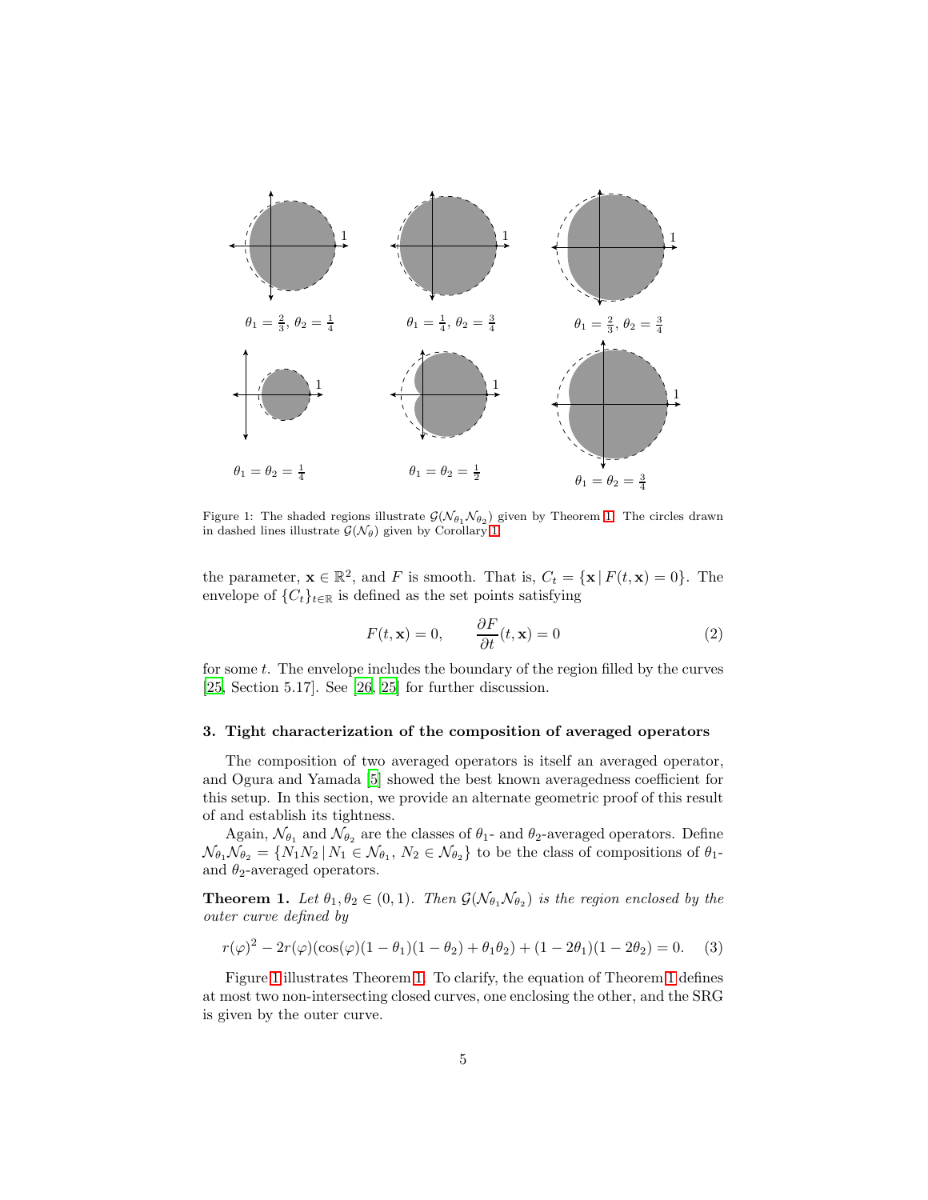$\theta_1 = \frac{2}{3}$, $\theta_2 = \frac{1}{4}$  $\theta_1 = \frac{1}{4}$, $\theta_2 = \frac{3}{4}$  $\theta_1 = \frac{2}{3}$, $\theta_2 = \frac{3}{4}$

$\theta_1 = \theta_2 = \frac{1}{4}$  $\theta_1 = \theta_2 = \frac{1}{2}$  $\theta_1 = \theta_2 = \frac{3}{4}$

Figure 1: The shaded regions illustrate $\mathcal{G}(\mathcal{N}_{\theta_1}\mathcal{N}_{\theta_2})$ given by Theorem 1. The circles drawn in dashed lines illustrate $\mathcal{G}(\mathcal{N}_\theta)$ given by Corollary 1.

the parameter, $\mathbf{x} \in \mathbb{R}^2$, and $F$ is smooth. That is, $C_t = \{\mathbf{x} \,|\, F(t, \mathbf{x}) = 0\}$. The envelope of $\{C_t\}_{t\in\mathbb{R}}$ is defined as the set points satisfying

$$F(t, \mathbf{x}) = 0, \qquad \frac{\partial F}{\partial t}(t, \mathbf{x}) = 0 \tag{2}$$

for some $t$. The envelope includes the boundary of the region filled by the curves [25, Section 5.17]. See [26, 25] for further discussion.

## 3. Tight characterization of the composition of averaged operators

The composition of two averaged operators is itself an averaged operator, and Ogura and Yamada [5] showed the best known averagedness coefficient for this setup. In this section, we provide an alternate geometric proof of this result of and establish its tightness.

Again, $\mathcal{N}_{\theta_1}$ and $\mathcal{N}_{\theta_2}$ are the classes of $\theta_1$- and $\theta_2$-averaged operators. Define $\mathcal{N}_{\theta_1}\mathcal{N}_{\theta_2} = \{N_1 N_2 \,|\, N_1 \in \mathcal{N}_{\theta_1},\, N_2 \in \mathcal{N}_{\theta_2}\}$ to be the class of compositions of $\theta_1$- and $\theta_2$-averaged operators.

**Theorem 1.** *Let $\theta_1, \theta_2 \in (0, 1)$. Then $\mathcal{G}(\mathcal{N}_{\theta_1}\mathcal{N}_{\theta_2})$ is the region enclosed by the outer curve defined by*

$$r(\varphi)^2 - 2r(\varphi)(\cos(\varphi)(1 - \theta_1)(1 - \theta_2) + \theta_1\theta_2) + (1 - 2\theta_1)(1 - 2\theta_2) = 0. \tag{3}$$

Figure 1 illustrates Theorem 1. To clarify, the equation of Theorem 1 defines at most two non-intersecting closed curves, one enclosing the other, and the SRG is given by the outer curve.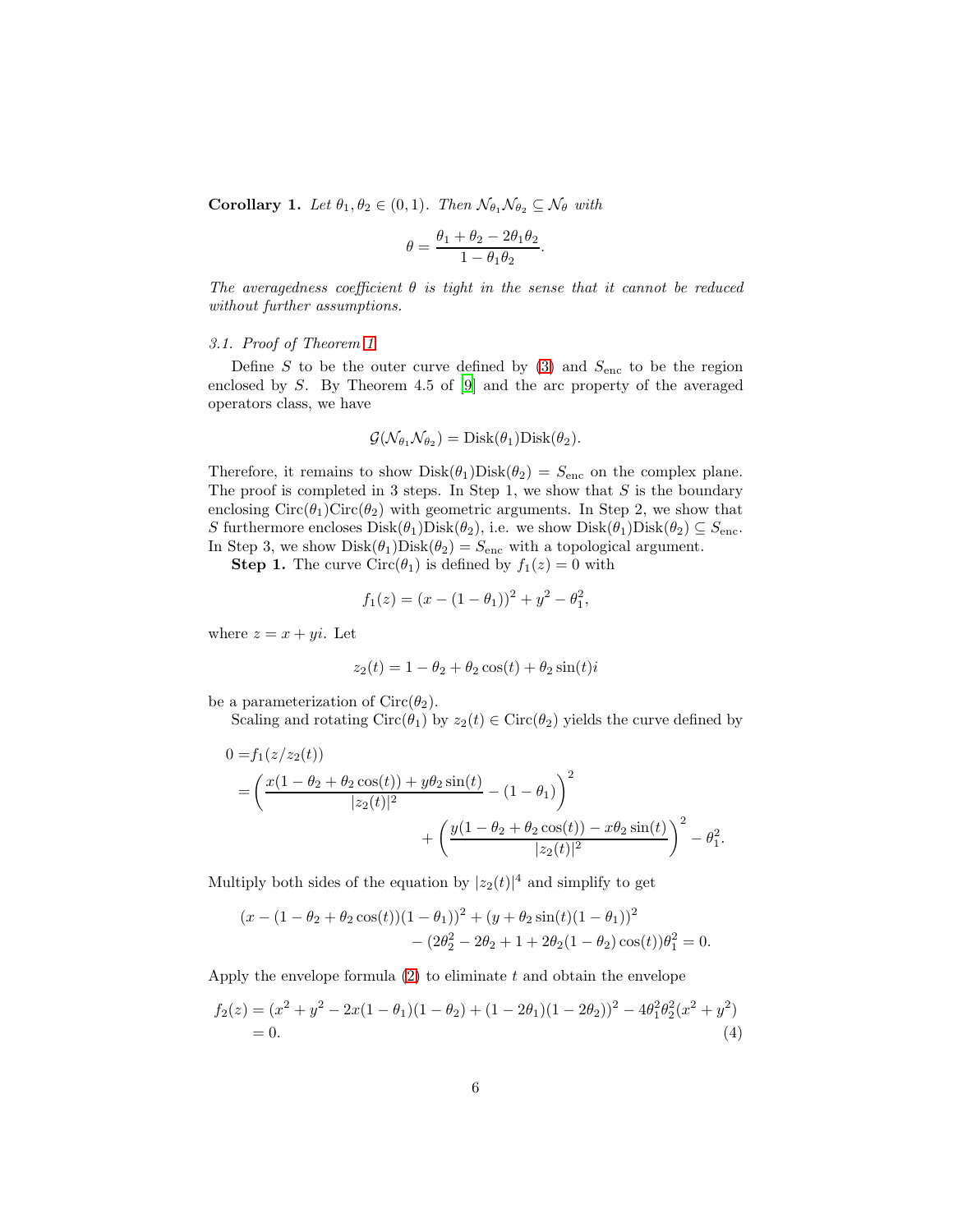**Corollary 1.** *Let $\theta_1, \theta_2 \in (0,1)$. Then $\mathcal{N}_{\theta_1}\mathcal{N}_{\theta_2} \subseteq \mathcal{N}_\theta$ with*

$$\theta = \frac{\theta_1 + \theta_2 - 2\theta_1\theta_2}{1 - \theta_1\theta_2}.$$

*The averagedness coefficient $\theta$ is tight in the sense that it cannot be reduced without further assumptions.*

### 3.1. Proof of Theorem 1

Define $S$ to be the outer curve defined by (3) and $S_{\text{enc}}$ to be the region enclosed by $S$. By Theorem 4.5 of [9] and the arc property of the averaged operators class, we have

$$\mathcal{G}(\mathcal{N}_{\theta_1}\mathcal{N}_{\theta_2}) = \text{Disk}(\theta_1)\text{Disk}(\theta_2).$$

Therefore, it remains to show $\text{Disk}(\theta_1)\text{Disk}(\theta_2) = S_{\text{enc}}$ on the complex plane. The proof is completed in 3 steps. In Step 1, we show that $S$ is the boundary enclosing $\text{Circ}(\theta_1)\text{Circ}(\theta_2)$ with geometric arguments. In Step 2, we show that $S$ furthermore encloses $\text{Disk}(\theta_1)\text{Disk}(\theta_2)$, i.e. we show $\text{Disk}(\theta_1)\text{Disk}(\theta_2) \subseteq S_{\text{enc}}$. In Step 3, we show $\text{Disk}(\theta_1)\text{Disk}(\theta_2) = S_{\text{enc}}$ with a topological argument.

**Step 1.** The curve $\text{Circ}(\theta_1)$ is defined by $f_1(z) = 0$ with

$$f_1(z) = (x - (1-\theta_1))^2 + y^2 - \theta_1^2,$$

where $z = x + yi$. Let

$$z_2(t) = 1 - \theta_2 + \theta_2\cos(t) + \theta_2\sin(t)i$$

be a parameterization of $\text{Circ}(\theta_2)$.

Scaling and rotating $\text{Circ}(\theta_1)$ by $z_2(t) \in \text{Circ}(\theta_2)$ yields the curve defined by

$$\begin{aligned}
0 =& f_1(z/z_2(t)) \\
=& \left(\frac{x(1-\theta_2+\theta_2\cos(t)) + y\theta_2\sin(t)}{|z_2(t)|^2} - (1-\theta_1)\right)^2 \\
&+ \left(\frac{y(1-\theta_2+\theta_2\cos(t)) - x\theta_2\sin(t)}{|z_2(t)|^2}\right)^2 - \theta_1^2.
\end{aligned}$$

Multiply both sides of the equation by $|z_2(t)|^4$ and simplify to get

$$\begin{aligned}
(x - (1-\theta_2+\theta_2\cos(t))(1-\theta_1))^2 + (y + \theta_2\sin(t)(1-\theta_1))^2 \\
- (2\theta_2^2 - 2\theta_2 + 1 + 2\theta_2(1-\theta_2)\cos(t))\theta_1^2 = 0.
\end{aligned}$$

Apply the envelope formula (2) to eliminate $t$ and obtain the envelope

$$\begin{aligned}
f_2(z) =& (x^2 + y^2 - 2x(1-\theta_1)(1-\theta_2) + (1-2\theta_1)(1-2\theta_2))^2 - 4\theta_1^2\theta_2^2(x^2+y^2) \\
=& 0.
\end{aligned} \tag{4}$$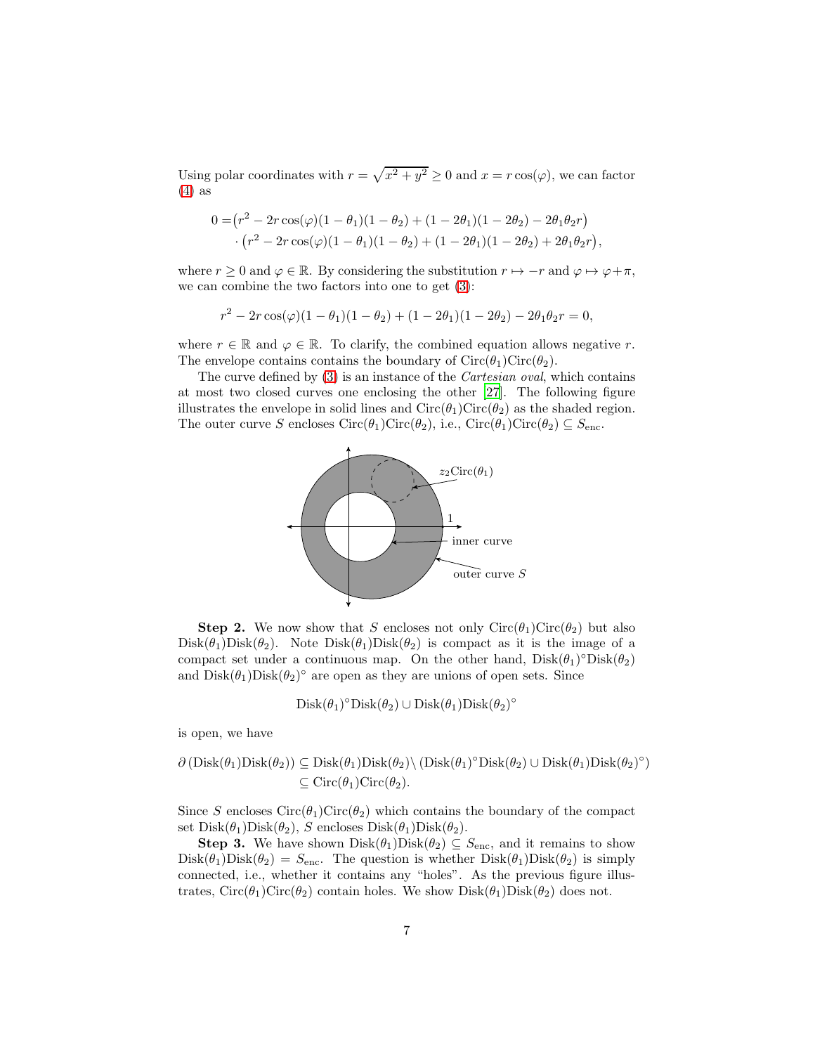Using polar coordinates with $r = \sqrt{x^2 + y^2} \geq 0$ and $x = r\cos(\varphi)$, we can factor (4) as

$$
\begin{aligned}
0 =& \left(r^2 - 2r\cos(\varphi)(1-\theta_1)(1-\theta_2) + (1-2\theta_1)(1-2\theta_2) - 2\theta_1\theta_2 r\right) \\
&\cdot \left(r^2 - 2r\cos(\varphi)(1-\theta_1)(1-\theta_2) + (1-2\theta_1)(1-2\theta_2) + 2\theta_1\theta_2 r\right),
\end{aligned}
$$

where $r \geq 0$ and $\varphi \in \mathbb{R}$. By considering the substitution $r \mapsto -r$ and $\varphi \mapsto \varphi + \pi$, we can combine the two factors into one to get (3):

$$
r^2 - 2r\cos(\varphi)(1-\theta_1)(1-\theta_2) + (1-2\theta_1)(1-2\theta_2) - 2\theta_1\theta_2 r = 0,
$$

where $r \in \mathbb{R}$ and $\varphi \in \mathbb{R}$. To clarify, the combined equation allows negative $r$. The envelope contains the boundary of $\mathrm{Circ}(\theta_1)\mathrm{Circ}(\theta_2)$.

The curve defined by (3) is an instance of the *Cartesian oval*, which contains at most two closed curves one enclosing the other [27]. The following figure illustrates the envelope in solid lines and $\mathrm{Circ}(\theta_1)\mathrm{Circ}(\theta_2)$ as the shaded region. The outer curve $S$ encloses $\mathrm{Circ}(\theta_1)\mathrm{Circ}(\theta_2)$, i.e., $\mathrm{Circ}(\theta_1)\mathrm{Circ}(\theta_2) \subseteq S_{\mathrm{enc}}$.

$z_2\mathrm{Circ}(\theta_1)$

1

inner curve

outer curve $S$

**Step 2.** We now show that $S$ encloses not only $\mathrm{Circ}(\theta_1)\mathrm{Circ}(\theta_2)$ but also $\mathrm{Disk}(\theta_1)\mathrm{Disk}(\theta_2)$. Note $\mathrm{Disk}(\theta_1)\mathrm{Disk}(\theta_2)$ is compact as it is the image of a compact set under a continuous map. On the other hand, $\mathrm{Disk}(\theta_1)^\circ\mathrm{Disk}(\theta_2)$ and $\mathrm{Disk}(\theta_1)\mathrm{Disk}(\theta_2)^\circ$ are open as they are unions of open sets. Since

$$
\mathrm{Disk}(\theta_1)^\circ\mathrm{Disk}(\theta_2) \cup \mathrm{Disk}(\theta_1)\mathrm{Disk}(\theta_2)^\circ
$$

is open, we have

$$
\begin{aligned}
\partial\left(\mathrm{Disk}(\theta_1)\mathrm{Disk}(\theta_2)\right) &\subseteq \mathrm{Disk}(\theta_1)\mathrm{Disk}(\theta_2) \setminus \left(\mathrm{Disk}(\theta_1)^\circ\mathrm{Disk}(\theta_2) \cup \mathrm{Disk}(\theta_1)\mathrm{Disk}(\theta_2)^\circ\right) \\
&\subseteq \mathrm{Circ}(\theta_1)\mathrm{Circ}(\theta_2).
\end{aligned}
$$

Since $S$ encloses $\mathrm{Circ}(\theta_1)\mathrm{Circ}(\theta_2)$ which contains the boundary of the compact set $\mathrm{Disk}(\theta_1)\mathrm{Disk}(\theta_2)$, $S$ encloses $\mathrm{Disk}(\theta_1)\mathrm{Disk}(\theta_2)$.

**Step 3.** We have shown $\mathrm{Disk}(\theta_1)\mathrm{Disk}(\theta_2) \subseteq S_{\mathrm{enc}}$, and it remains to show $\mathrm{Disk}(\theta_1)\mathrm{Disk}(\theta_2) = S_{\mathrm{enc}}$. The question is whether $\mathrm{Disk}(\theta_1)\mathrm{Disk}(\theta_2)$ is simply connected, i.e., whether it contains any "holes". As the previous figure illustrates, $\mathrm{Circ}(\theta_1)\mathrm{Circ}(\theta_2)$ contain holes. We show $\mathrm{Disk}(\theta_1)\mathrm{Disk}(\theta_2)$ does not.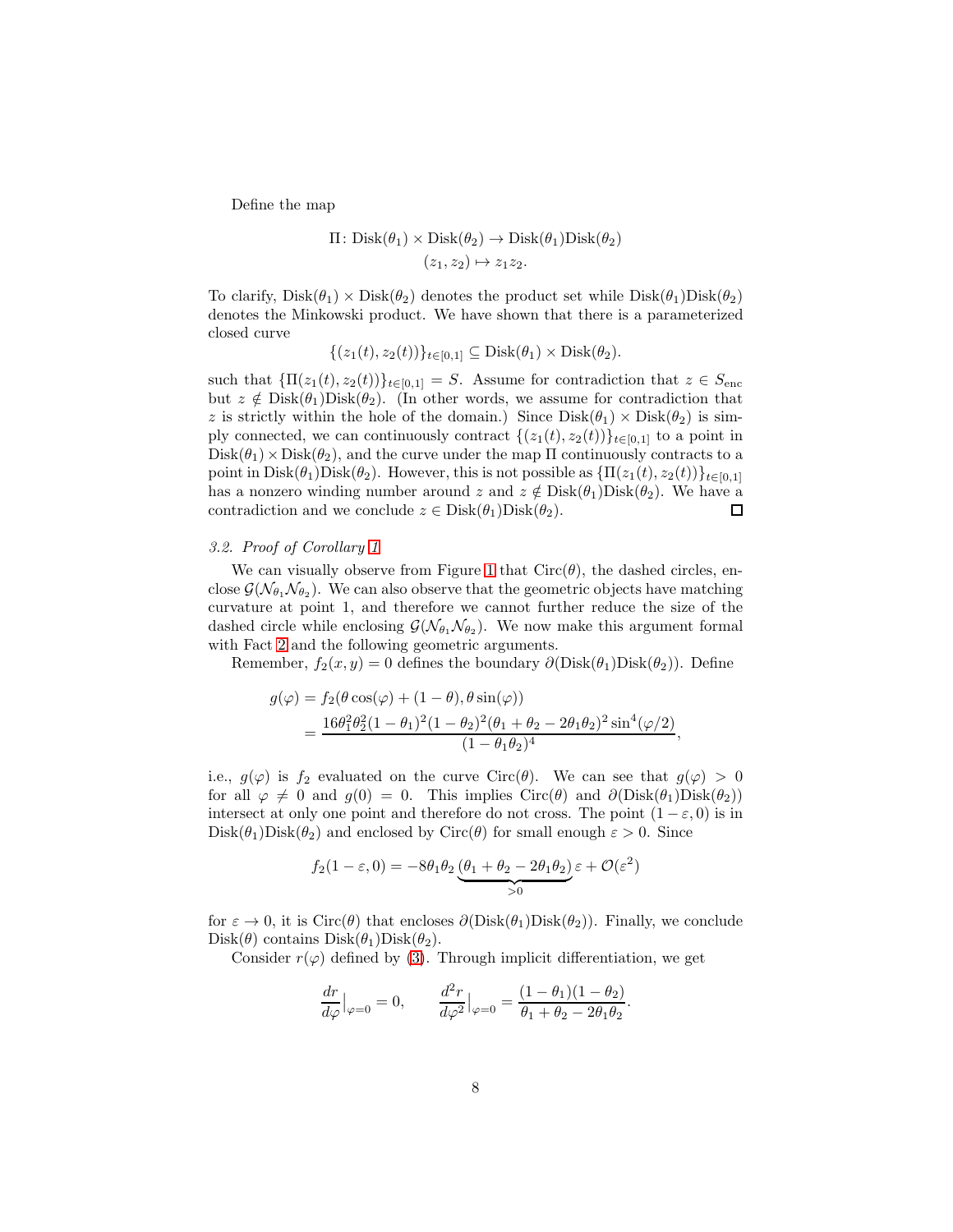Define the map

$$\begin{aligned}\Pi\colon \mathrm{Disk}(\theta_1)\times\mathrm{Disk}(\theta_2) &\to \mathrm{Disk}(\theta_1)\mathrm{Disk}(\theta_2)\\ (z_1,z_2)&\mapsto z_1z_2.\end{aligned}$$

To clarify, $\mathrm{Disk}(\theta_1)\times\mathrm{Disk}(\theta_2)$ denotes the product set while $\mathrm{Disk}(\theta_1)\mathrm{Disk}(\theta_2)$ denotes the Minkowski product. We have shown that there is a parameterized closed curve

$$\{(z_1(t),z_2(t))\}_{t\in[0,1]}\subseteq \mathrm{Disk}(\theta_1)\times\mathrm{Disk}(\theta_2).$$

such that $\{\Pi(z_1(t),z_2(t))\}_{t\in[0,1]}=S$. Assume for contradiction that $z\in S_{\mathrm{enc}}$ but $z\notin \mathrm{Disk}(\theta_1)\mathrm{Disk}(\theta_2)$. (In other words, we assume for contradiction that $z$ is strictly within the hole of the domain.) Since $\mathrm{Disk}(\theta_1)\times\mathrm{Disk}(\theta_2)$ is simply connected, we can continuously contract $\{(z_1(t),z_2(t))\}_{t\in[0,1]}$ to a point in $\mathrm{Disk}(\theta_1)\times\mathrm{Disk}(\theta_2)$, and the curve under the map $\Pi$ continuously contracts to a point in $\mathrm{Disk}(\theta_1)\mathrm{Disk}(\theta_2)$. However, this is not possible as $\{\Pi(z_1(t),z_2(t))\}_{t\in[0,1]}$ has a nonzero winding number around $z$ and $z\notin\mathrm{Disk}(\theta_1)\mathrm{Disk}(\theta_2)$. We have a contradiction and we conclude $z\in\mathrm{Disk}(\theta_1)\mathrm{Disk}(\theta_2)$. □

### 3.2. Proof of Corollary 1

We can visually observe from Figure 1 that $\mathrm{Circ}(\theta)$, the dashed circles, enclose $\mathcal{G}(\mathcal{N}_{\theta_1}\mathcal{N}_{\theta_2})$. We can also observe that the geometric objects have matching curvature at point 1, and therefore we cannot further reduce the size of the dashed circle while enclosing $\mathcal{G}(\mathcal{N}_{\theta_1}\mathcal{N}_{\theta_2})$. We now make this argument formal with Fact 2 and the following geometric arguments.

Remember, $f_2(x,y)=0$ defines the boundary $\partial(\mathrm{Disk}(\theta_1)\mathrm{Disk}(\theta_2))$. Define

$$\begin{aligned}g(\varphi)&=f_2(\theta\cos(\varphi)+(1-\theta),\theta\sin(\varphi))\\ &=\frac{16\theta_1^2\theta_2^2(1-\theta_1)^2(1-\theta_2)^2(\theta_1+\theta_2-2\theta_1\theta_2)^2\sin^4(\varphi/2)}{(1-\theta_1\theta_2)^4},\end{aligned}$$

i.e., $g(\varphi)$ is $f_2$ evaluated on the curve $\mathrm{Circ}(\theta)$. We can see that $g(\varphi)>0$ for all $\varphi\neq 0$ and $g(0)=0$. This implies $\mathrm{Circ}(\theta)$ and $\partial(\mathrm{Disk}(\theta_1)\mathrm{Disk}(\theta_2))$ intersect at only one point and therefore do not cross. The point $(1-\varepsilon,0)$ is in $\mathrm{Disk}(\theta_1)\mathrm{Disk}(\theta_2)$ and enclosed by $\mathrm{Circ}(\theta)$ for small enough $\varepsilon>0$. Since

$$f_2(1-\varepsilon,0)=-8\theta_1\theta_2\underbrace{(\theta_1+\theta_2-2\theta_1\theta_2)}_{>0}\varepsilon+\mathcal{O}(\varepsilon^2)$$

for $\varepsilon\to 0$, it is $\mathrm{Circ}(\theta)$ that encloses $\partial(\mathrm{Disk}(\theta_1)\mathrm{Disk}(\theta_2))$. Finally, we conclude $\mathrm{Disk}(\theta)$ contains $\mathrm{Disk}(\theta_1)\mathrm{Disk}(\theta_2)$.

Consider $r(\varphi)$ defined by (3). Through implicit differentiation, we get

$$\frac{dr}{d\varphi}\Big|_{\varphi=0}=0,\qquad \frac{d^2r}{d\varphi^2}\Big|_{\varphi=0}=\frac{(1-\theta_1)(1-\theta_2)}{\theta_1+\theta_2-2\theta_1\theta_2}.$$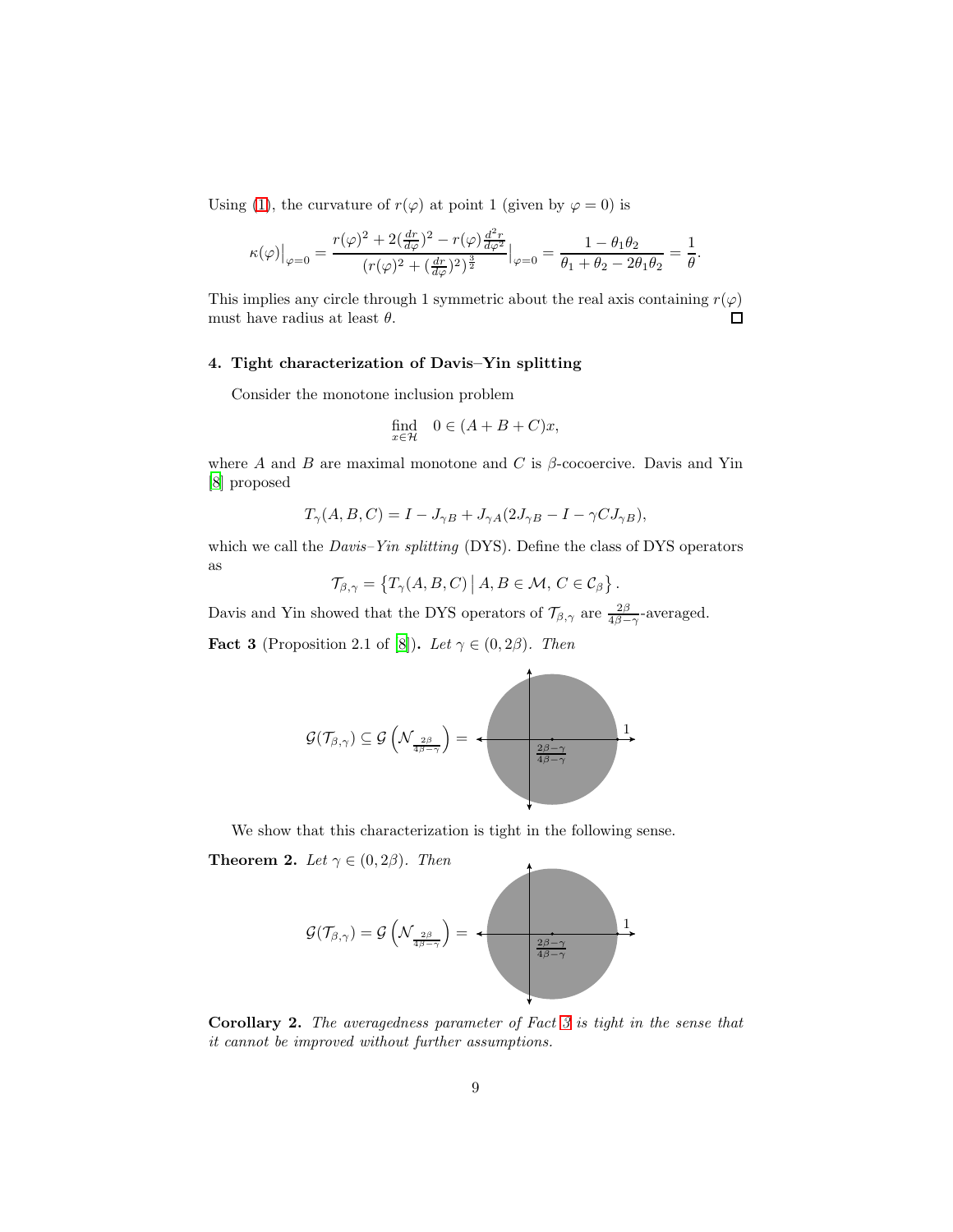Using (1), the curvature of $r(\varphi)$ at point 1 (given by $\varphi = 0$) is

$$\kappa(\varphi)\big|_{\varphi=0} = \frac{r(\varphi)^2 + 2(\frac{dr}{d\varphi})^2 - r(\varphi)\frac{d^2r}{d\varphi^2}}{(r(\varphi)^2 + (\frac{dr}{d\varphi})^2)^{\frac{3}{2}}}\Big|_{\varphi=0} = \frac{1-\theta_1\theta_2}{\theta_1+\theta_2-2\theta_1\theta_2} = \frac{1}{\theta}.$$

This implies any circle through 1 symmetric about the real axis containing $r(\varphi)$ must have radius at least $\theta$. $\square$

### 4. Tight characterization of Davis–Yin splitting

Consider the monotone inclusion problem

$$\underset{x\in\mathcal{H}}{\text{find}} \quad 0 \in (A+B+C)x,$$

where $A$ and $B$ are maximal monotone and $C$ is $\beta$-cocoercive. Davis and Yin [8] proposed

$$T_\gamma(A,B,C) = I - J_{\gamma B} + J_{\gamma A}(2J_{\gamma B} - I - \gamma C J_{\gamma B}),$$

which we call the *Davis–Yin splitting* (DYS). Define the class of DYS operators as

$$\mathcal{T}_{\beta,\gamma} = \left\{ T_\gamma(A,B,C) \,\middle|\, A,B \in \mathcal{M},\, C \in \mathcal{C}_\beta \right\}.$$

Davis and Yin showed that the DYS operators of $\mathcal{T}_{\beta,\gamma}$ are $\frac{2\beta}{4\beta-\gamma}$-averaged.

**Fact 3** (Proposition 2.1 of [8]). *Let $\gamma \in (0, 2\beta)$. Then*

$$\mathcal{G}(\mathcal{T}_{\beta,\gamma}) \subseteq \mathcal{G}\left(\mathcal{N}_{\frac{2\beta}{4\beta-\gamma}}\right) =$$

We show that this characterization is tight in the following sense.

**Theorem 2.** *Let $\gamma \in (0, 2\beta)$. Then*

$$\mathcal{G}(\mathcal{T}_{\beta,\gamma}) = \mathcal{G}\left(\mathcal{N}_{\frac{2\beta}{4\beta-\gamma}}\right) =$$

**Corollary 2.** *The averagedness parameter of Fact 3 is tight in the sense that it cannot be improved without further assumptions.*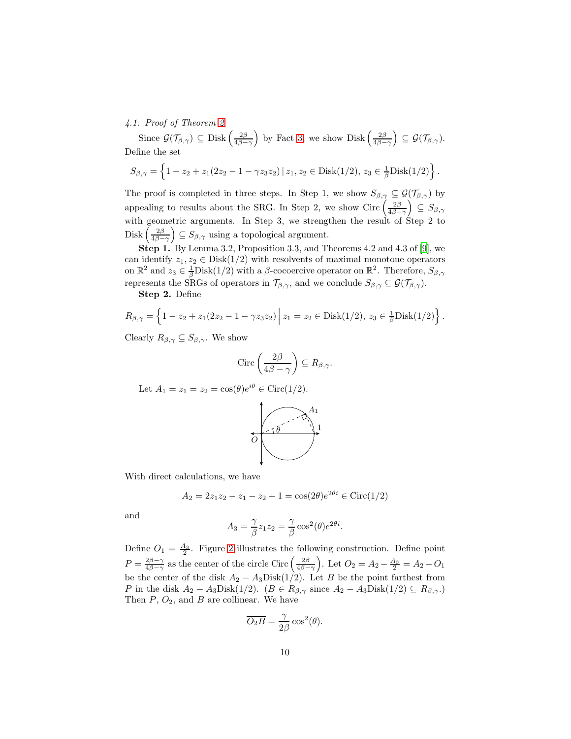*4.1. Proof of Theorem 2*

Since $\mathcal{G}(\mathcal{T}_{\beta,\gamma}) \subseteq \text{Disk}\left(\frac{2\beta}{4\beta-\gamma}\right)$ by Fact 3, we show $\text{Disk}\left(\frac{2\beta}{4\beta-\gamma}\right) \subseteq \mathcal{G}(\mathcal{T}_{\beta,\gamma})$. Define the set

$$S_{\beta,\gamma} = \left\{1 - z_2 + z_1(2z_2 - 1 - \gamma z_3 z_2) \,|\, z_1, z_2 \in \text{Disk}(1/2),\, z_3 \in \tfrac{1}{\beta}\text{Disk}(1/2)\right\}.$$

The proof is completed in three steps. In Step 1, we show $S_{\beta,\gamma} \subseteq \mathcal{G}(\mathcal{T}_{\beta,\gamma})$ by appealing to results about the SRG. In Step 2, we show $\text{Circ}\left(\frac{2\beta}{4\beta-\gamma}\right) \subseteq S_{\beta,\gamma}$ with geometric arguments. In Step 3, we strengthen the result of Step 2 to $\text{Disk}\left(\frac{2\beta}{4\beta-\gamma}\right) \subseteq S_{\beta,\gamma}$ using a topological argument.

**Step 1.** By Lemma 3.2, Proposition 3.3, and Theorems 4.2 and 4.3 of [9], we can identify $z_1, z_2 \in \text{Disk}(1/2)$ with resolvents of maximal monotone operators on $\mathbb{R}^2$ and $z_3 \in \frac{1}{\beta}\text{Disk}(1/2)$ with a $\beta$-cocoercive operator on $\mathbb{R}^2$. Therefore, $S_{\beta,\gamma}$ represents the SRGs of operators in $\mathcal{T}_{\beta,\gamma}$, and we conclude $S_{\beta,\gamma} \subseteq \mathcal{G}(\mathcal{T}_{\beta,\gamma})$.

**Step 2.** Define

$$R_{\beta,\gamma} = \left\{1 - z_2 + z_1(2z_2 - 1 - \gamma z_3 z_2) \,\middle|\, z_1 = z_2 \in \text{Disk}(1/2),\, z_3 \in \tfrac{1}{\beta}\text{Disk}(1/2)\right\}.$$

Clearly $R_{\beta,\gamma} \subseteq S_{\beta,\gamma}$. We show

$$\text{Circ}\left(\frac{2\beta}{4\beta-\gamma}\right) \subseteq R_{\beta,\gamma}.$$

Let $A_1 = z_1 = z_2 = \cos(\theta)e^{i\theta} \in \text{Circ}(1/2)$.

With direct calculations, we have

$$A_2 = 2z_1z_2 - z_1 - z_2 + 1 = \cos(2\theta)e^{2\theta i} \in \text{Circ}(1/2)$$

and

$$A_3 = \frac{\gamma}{\beta}z_1z_2 = \frac{\gamma}{\beta}\cos^2(\theta)e^{2\theta i}.$$

Define $O_1 = \frac{A_3}{2}$. Figure 2 illustrates the following construction. Define point $P = \frac{2\beta-\gamma}{4\beta-\gamma}$ as the center of the circle $\text{Circ}\left(\frac{2\beta}{4\beta-\gamma}\right)$. Let $O_2 = A_2 - \frac{A_3}{2} = A_2 - O_1$ be the center of the disk $A_2 - A_3\text{Disk}(1/2)$. Let $B$ be the point farthest from $P$ in the disk $A_2 - A_3\text{Disk}(1/2)$. ($B \in R_{\beta,\gamma}$ since $A_2 - A_3\text{Disk}(1/2) \subseteq R_{\beta,\gamma}$.) Then $P$, $O_2$, and $B$ are collinear. We have

$$\overline{O_2B} = \frac{\gamma}{2\beta}\cos^2(\theta).$$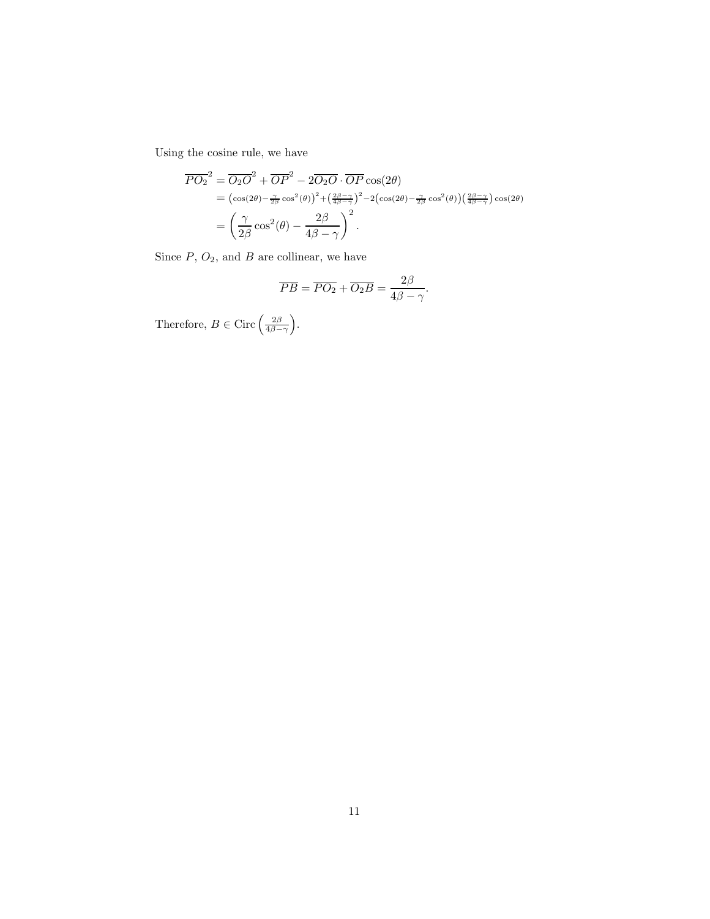Using the cosine rule, we have

$$
\begin{aligned}
\overline{PO_2}^2 &= \overline{O_2O}^2 + \overline{OP}^2 - 2\overline{O_2O} \cdot \overline{OP} \cos(2\theta) \\
&= \left(\cos(2\theta) - \tfrac{\gamma}{2\beta}\cos^2(\theta)\right)^2 + \left(\tfrac{2\beta-\gamma}{4\beta-\gamma}\right)^2 - 2\left(\cos(2\theta) - \tfrac{\gamma}{2\beta}\cos^2(\theta)\right)\left(\tfrac{2\beta-\gamma}{4\beta-\gamma}\right)\cos(2\theta) \\
&= \left(\frac{\gamma}{2\beta}\cos^2(\theta) - \frac{2\beta}{4\beta-\gamma}\right)^2.
\end{aligned}
$$

Since $P$, $O_2$, and $B$ are collinear, we have

$$
\overline{PB} = \overline{PO_2} + \overline{O_2B} = \frac{2\beta}{4\beta-\gamma}.
$$

Therefore, $B \in \mathrm{Circ}\left(\frac{2\beta}{4\beta-\gamma}\right)$.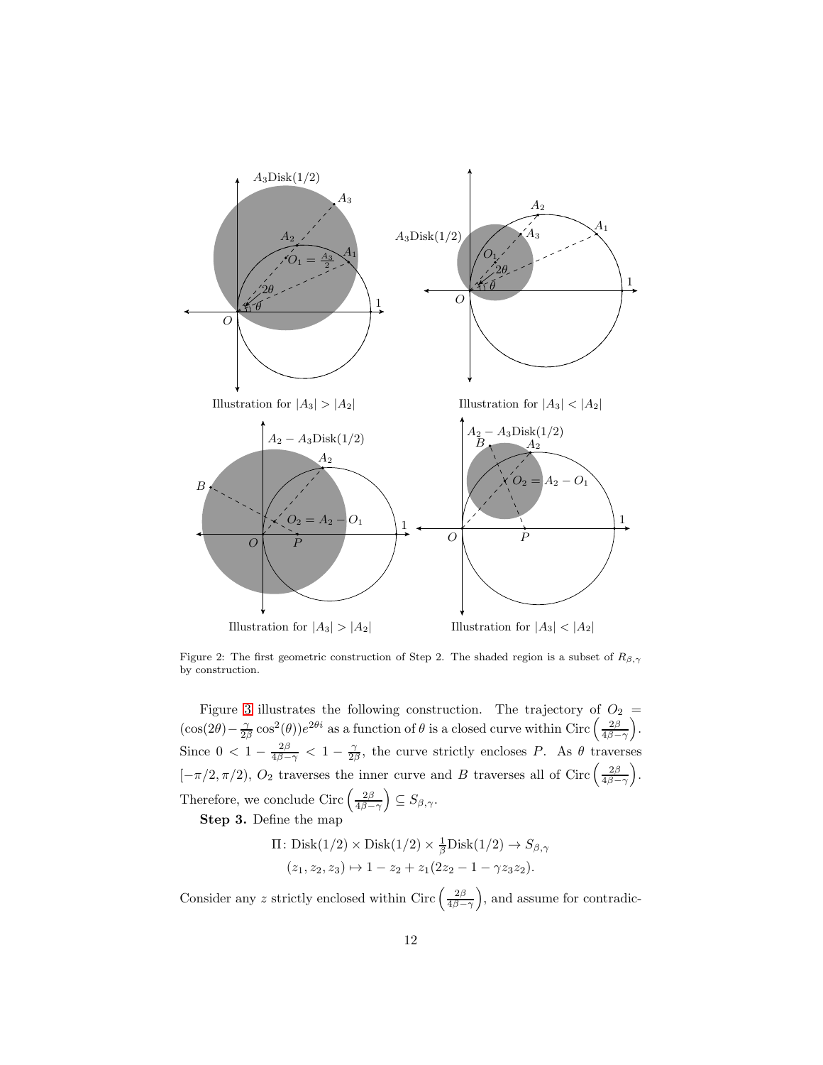Illustration for $|A_3| > |A_2|$

Illustration for $|A_3| < |A_2|$

Illustration for $|A_3| > |A_2|$

Illustration for $|A_3| < |A_2|$

Figure 2: The first geometric construction of Step 2. The shaded region is a subset of $R_{\beta,\gamma}$ by construction.

Figure 3 illustrates the following construction. The trajectory of $O_2 = (\cos(2\theta) - \frac{\gamma}{2\beta}\cos^2(\theta))e^{2\theta i}$ as a function of $\theta$ is a closed curve within $\mathrm{Circ}\left(\frac{2\beta}{4\beta-\gamma}\right)$. Since $0 < 1 - \frac{2\beta}{4\beta-\gamma} < 1 - \frac{\gamma}{2\beta}$, the curve strictly encloses $P$. As $\theta$ traverses $[-\pi/2, \pi/2)$, $O_2$ traverses the inner curve and $B$ traverses all of $\mathrm{Circ}\left(\frac{2\beta}{4\beta-\gamma}\right)$. Therefore, we conclude $\mathrm{Circ}\left(\frac{2\beta}{4\beta-\gamma}\right) \subseteq S_{\beta,\gamma}$.

**Step 3.** Define the map

$$
\begin{aligned}
\Pi \colon \mathrm{Disk}(1/2) \times \mathrm{Disk}(1/2) \times \tfrac{1}{\beta}\mathrm{Disk}(1/2) &\to S_{\beta,\gamma} \\
(z_1, z_2, z_3) &\mapsto 1 - z_2 + z_1(2z_2 - 1 - \gamma z_3 z_2).
\end{aligned}
$$

Consider any $z$ strictly enclosed within $\mathrm{Circ}\left(\frac{2\beta}{4\beta-\gamma}\right)$, and assume for contradic-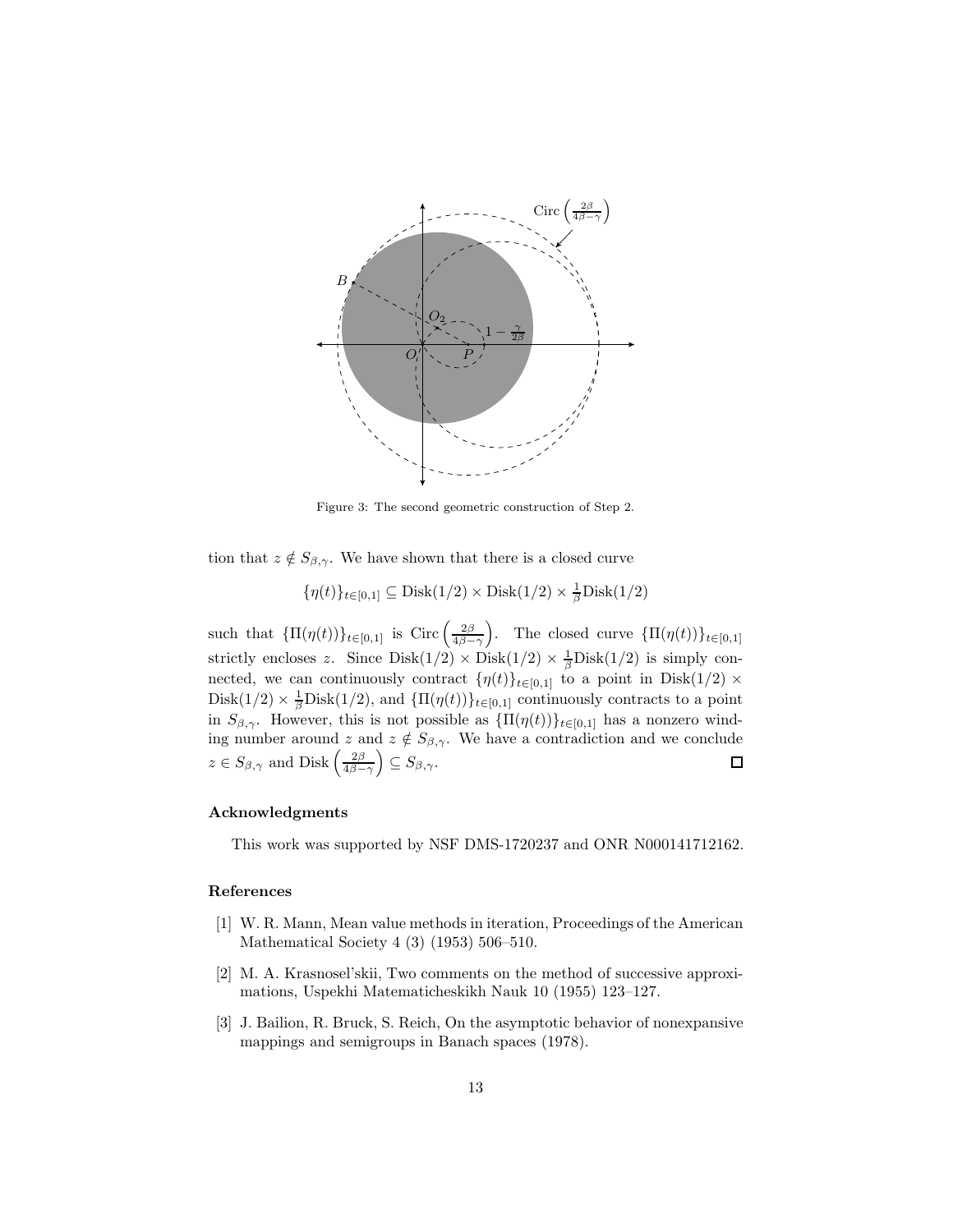Figure 3: The second geometric construction of Step 2.

tion that $z \notin S_{\beta,\gamma}$. We have shown that there is a closed curve

$$\{\eta(t)\}_{t\in[0,1]} \subseteq \mathrm{Disk}(1/2) \times \mathrm{Disk}(1/2) \times \tfrac{1}{\beta}\mathrm{Disk}(1/2)$$

such that $\{\Pi(\eta(t))\}_{t\in[0,1]}$ is $\mathrm{Circ}\left(\frac{2\beta}{4\beta-\gamma}\right)$. The closed curve $\{\Pi(\eta(t))\}_{t\in[0,1]}$ strictly encloses $z$. Since $\mathrm{Disk}(1/2) \times \mathrm{Disk}(1/2) \times \frac{1}{\beta}\mathrm{Disk}(1/2)$ is simply connected, we can continuously contract $\{\eta(t)\}_{t\in[0,1]}$ to a point in $\mathrm{Disk}(1/2) \times \mathrm{Disk}(1/2) \times \frac{1}{\beta}\mathrm{Disk}(1/2)$, and $\{\Pi(\eta(t))\}_{t\in[0,1]}$ continuously contracts to a point in $S_{\beta,\gamma}$. However, this is not possible as $\{\Pi(\eta(t))\}_{t\in[0,1]}$ has a nonzero winding number around $z$ and $z \notin S_{\beta,\gamma}$. We have a contradiction and we conclude $z \in S_{\beta,\gamma}$ and $\mathrm{Disk}\left(\frac{2\beta}{4\beta-\gamma}\right) \subseteq S_{\beta,\gamma}$. □

### Acknowledgments

This work was supported by NSF DMS-1720237 and ONR N000141712162.

### References

[1] W. R. Mann, Mean value methods in iteration, Proceedings of the American Mathematical Society 4 (3) (1953) 506–510.

[2] M. A. Krasnosel'skii, Two comments on the method of successive approximations, Uspekhi Matematicheskikh Nauk 10 (1955) 123–127.

[3] J. Bailion, R. Bruck, S. Reich, On the asymptotic behavior of nonexpansive mappings and semigroups in Banach spaces (1978).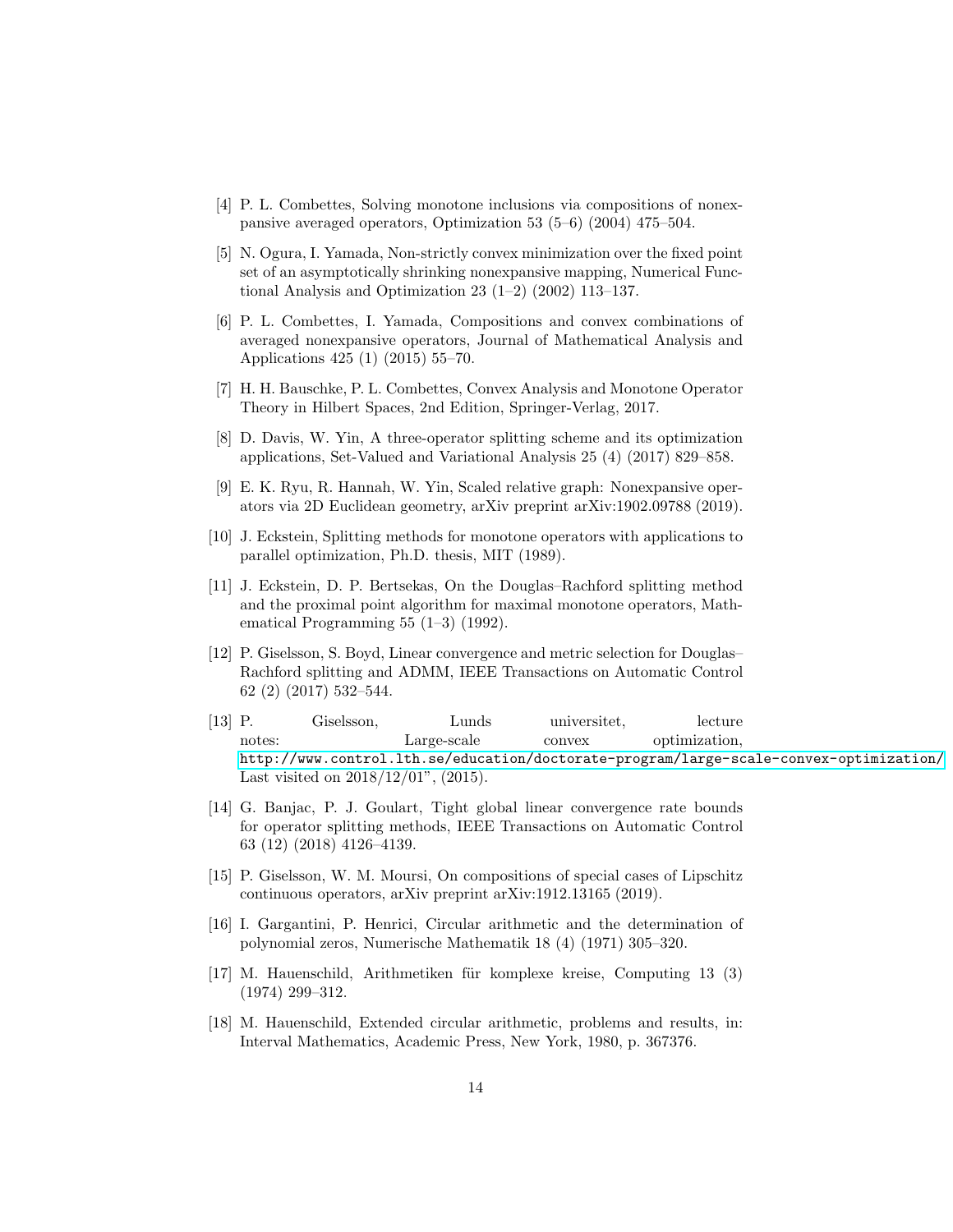[4] P. L. Combettes, Solving monotone inclusions via compositions of nonexpansive averaged operators, Optimization 53 (5–6) (2004) 475–504.

[5] N. Ogura, I. Yamada, Non-strictly convex minimization over the fixed point set of an asymptotically shrinking nonexpansive mapping, Numerical Functional Analysis and Optimization 23 (1–2) (2002) 113–137.

[6] P. L. Combettes, I. Yamada, Compositions and convex combinations of averaged nonexpansive operators, Journal of Mathematical Analysis and Applications 425 (1) (2015) 55–70.

[7] H. H. Bauschke, P. L. Combettes, Convex Analysis and Monotone Operator Theory in Hilbert Spaces, 2nd Edition, Springer-Verlag, 2017.

[8] D. Davis, W. Yin, A three-operator splitting scheme and its optimization applications, Set-Valued and Variational Analysis 25 (4) (2017) 829–858.

[9] E. K. Ryu, R. Hannah, W. Yin, Scaled relative graph: Nonexpansive operators via 2D Euclidean geometry, arXiv preprint arXiv:1902.09788 (2019).

[10] J. Eckstein, Splitting methods for monotone operators with applications to parallel optimization, Ph.D. thesis, MIT (1989).

[11] J. Eckstein, D. P. Bertsekas, On the Douglas–Rachford splitting method and the proximal point algorithm for maximal monotone operators, Mathematical Programming 55 (1–3) (1992).

[12] P. Giselsson, S. Boyd, Linear convergence and metric selection for Douglas–Rachford splitting and ADMM, IEEE Transactions on Automatic Control 62 (2) (2017) 532–544.

[13] P. Giselsson, Lunds universitet, lecture notes: Large-scale convex optimization, http://www.control.lth.se/education/doctorate-program/large-scale-convex-optimization/ Last visited on 2018/12/01", (2015).

[14] G. Banjac, P. J. Goulart, Tight global linear convergence rate bounds for operator splitting methods, IEEE Transactions on Automatic Control 63 (12) (2018) 4126–4139.

[15] P. Giselsson, W. M. Moursi, On compositions of special cases of Lipschitz continuous operators, arXiv preprint arXiv:1912.13165 (2019).

[16] I. Gargantini, P. Henrici, Circular arithmetic and the determination of polynomial zeros, Numerische Mathematik 18 (4) (1971) 305–320.

[17] M. Hauenschild, Arithmetiken für komplexe kreise, Computing 13 (3) (1974) 299–312.

[18] M. Hauenschild, Extended circular arithmetic, problems and results, in: Interval Mathematics, Academic Press, New York, 1980, p. 367376.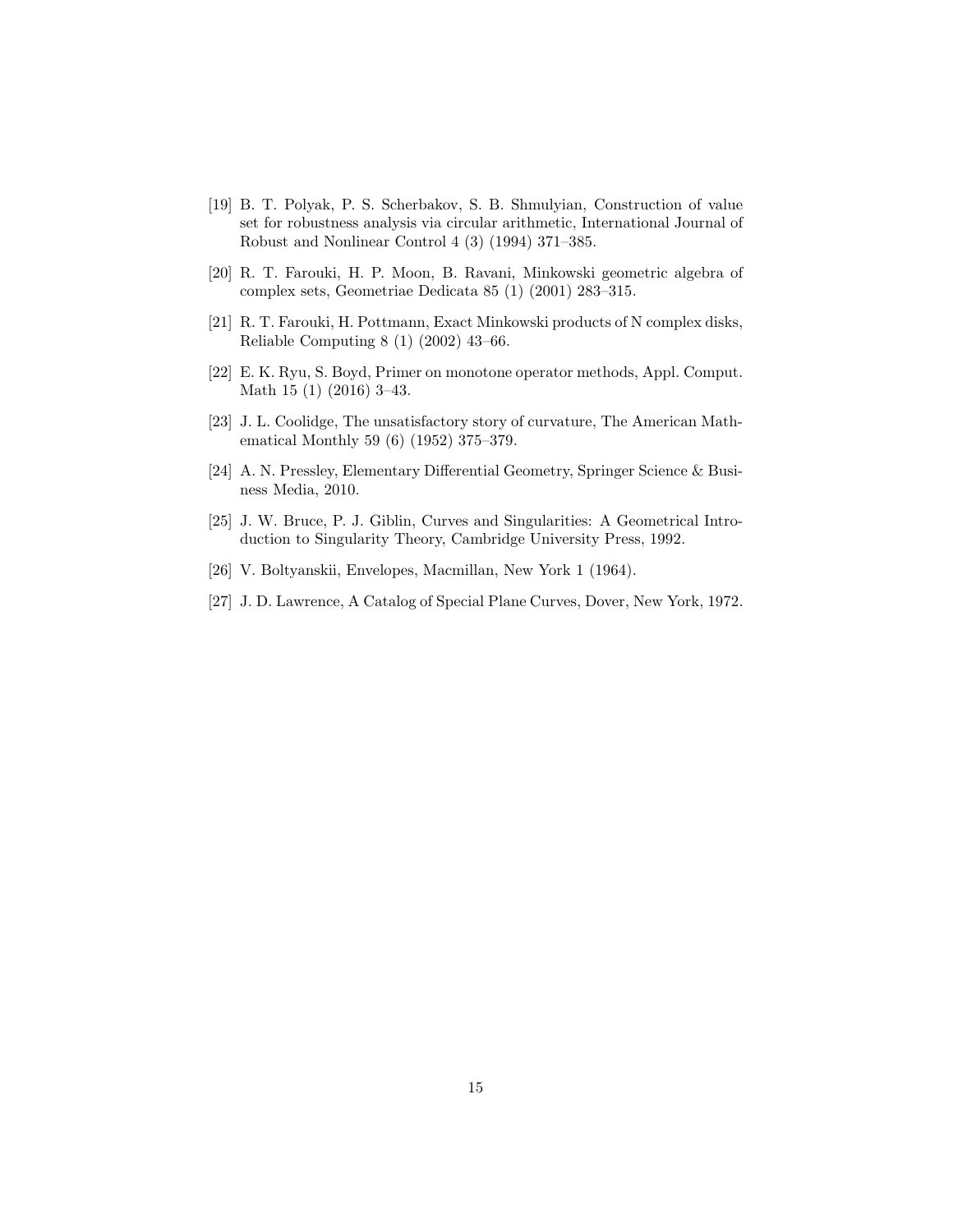[19] B. T. Polyak, P. S. Scherbakov, S. B. Shmulyian, Construction of value set for robustness analysis via circular arithmetic, International Journal of Robust and Nonlinear Control 4 (3) (1994) 371–385.

[20] R. T. Farouki, H. P. Moon, B. Ravani, Minkowski geometric algebra of complex sets, Geometriae Dedicata 85 (1) (2001) 283–315.

[21] R. T. Farouki, H. Pottmann, Exact Minkowski products of N complex disks, Reliable Computing 8 (1) (2002) 43–66.

[22] E. K. Ryu, S. Boyd, Primer on monotone operator methods, Appl. Comput. Math 15 (1) (2016) 3–43.

[23] J. L. Coolidge, The unsatisfactory story of curvature, The American Mathematical Monthly 59 (6) (1952) 375–379.

[24] A. N. Pressley, Elementary Differential Geometry, Springer Science & Business Media, 2010.

[25] J. W. Bruce, P. J. Giblin, Curves and Singularities: A Geometrical Introduction to Singularity Theory, Cambridge University Press, 1992.

[26] V. Boltyanskii, Envelopes, Macmillan, New York 1 (1964).

[27] J. D. Lawrence, A Catalog of Special Plane Curves, Dover, New York, 1972.